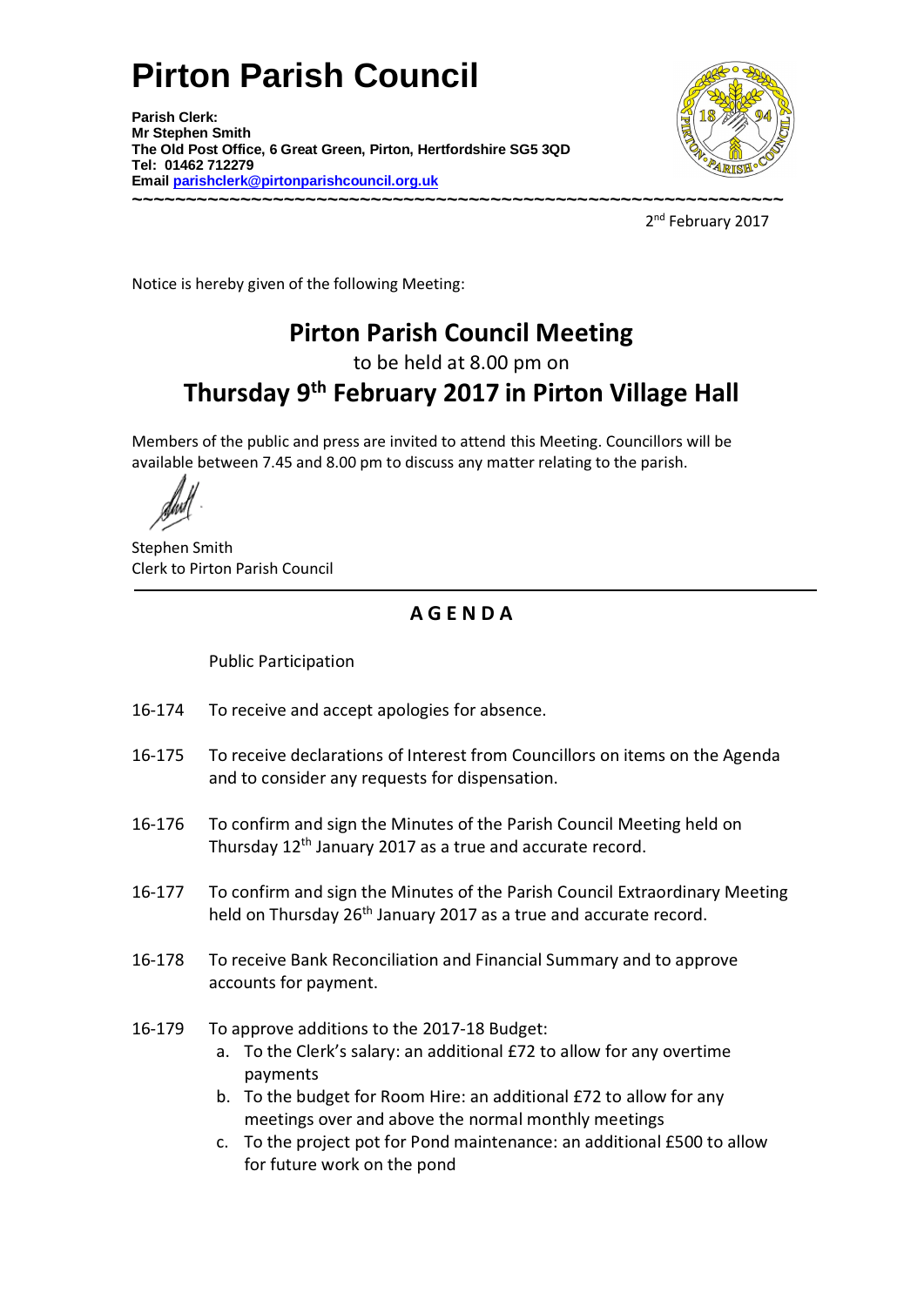# Pirton Parish Council

**Parish Clerk:**
**Mr Stephen Smith**
**The Old Post Office, 6 Great Green, Pirton, Hertfordshire SG5 3QD**
**Tel: 01462 712279**
**Email [parishclerk@pirtonparishcouncil.org.uk](mailto:parishclerk@pirtonparishcouncil.org.uk)**

~~~~~~~~~~~~~~~~~~~~~~~~~~~~~~~~~~~~~~~~~~~~~~~~~~~~~~~~~~~~~~~~

2nd February 2017

Notice is hereby given of the following Meeting:

## Pirton Parish Council Meeting

to be held at 8.00 pm on

## Thursday 9th February 2017 in Pirton Village Hall

Members of the public and press are invited to attend this Meeting. Councillors will be available between 7.45 and 8.00 pm to discuss any matter relating to the parish.

Stephen Smith
Clerk to Pirton Parish Council

---

## A G E N D A

Public Participation

16-174 To receive and accept apologies for absence.

16-175 To receive declarations of Interest from Councillors on items on the Agenda and to consider any requests for dispensation.

16-176 To confirm and sign the Minutes of the Parish Council Meeting held on Thursday 12th January 2017 as a true and accurate record.

16-177 To confirm and sign the Minutes of the Parish Council Extraordinary Meeting held on Thursday 26th January 2017 as a true and accurate record.

16-178 To receive Bank Reconciliation and Financial Summary and to approve accounts for payment.

16-179 To approve additions to the 2017-18 Budget:

a. To the Clerk's salary: an additional £72 to allow for any overtime payments
b. To the budget for Room Hire: an additional £72 to allow for any meetings over and above the normal monthly meetings
c. To the project pot for Pond maintenance: an additional £500 to allow for future work on the pond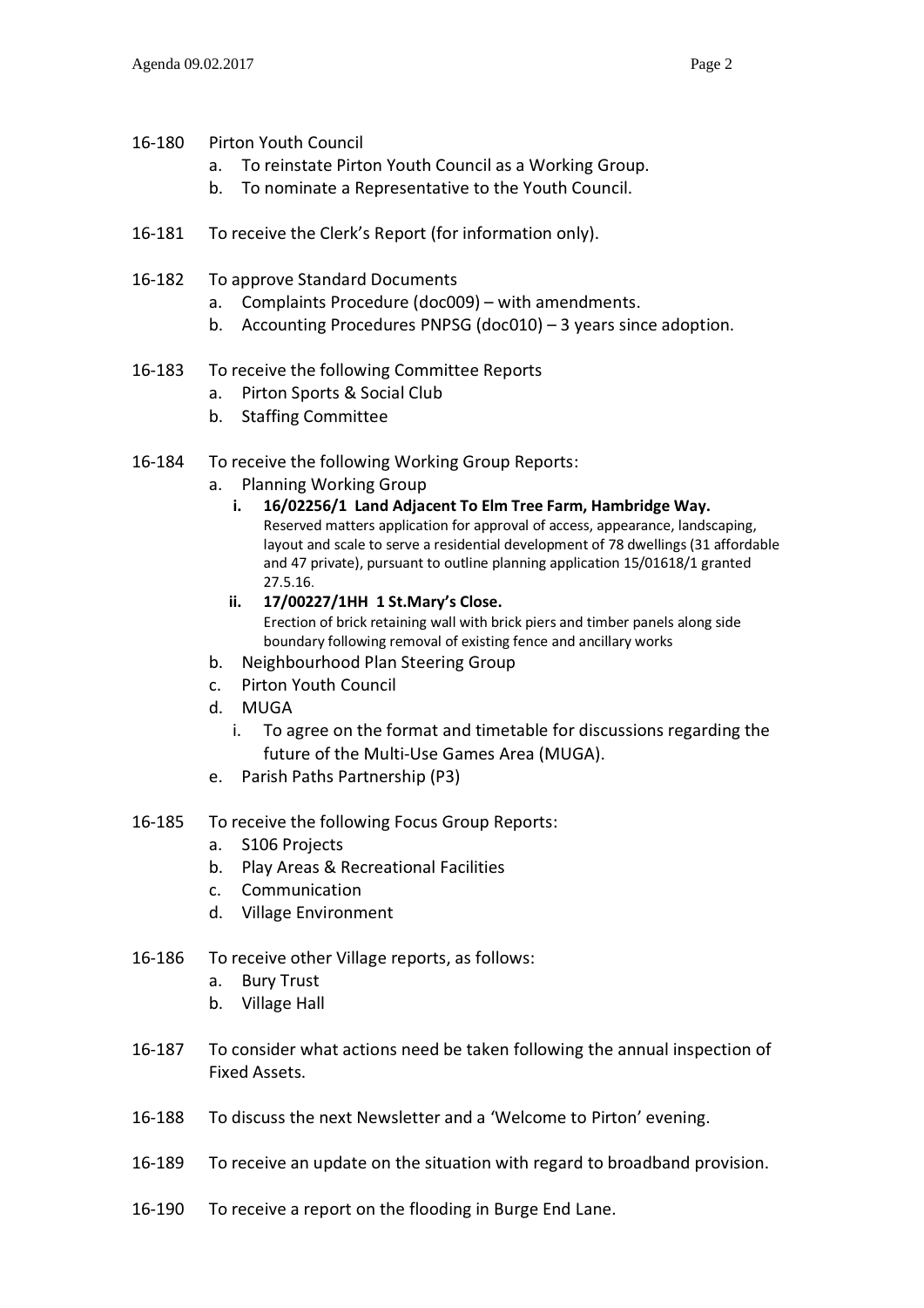16-180 Pirton Youth Council

a. To reinstate Pirton Youth Council as a Working Group.
b. To nominate a Representative to the Youth Council.

16-181 To receive the Clerk's Report (for information only).

16-182 To approve Standard Documents

a. Complaints Procedure (doc009) – with amendments.
b. Accounting Procedures PNPSG (doc010) – 3 years since adoption.

16-183 To receive the following Committee Reports

a. Pirton Sports & Social Club
b. Staffing Committee

16-184 To receive the following Working Group Reports:

a. Planning Working Group
   i. **16/02256/1 Land Adjacent To Elm Tree Farm, Hambridge Way.**
      Reserved matters application for approval of access, appearance, landscaping, layout and scale to serve a residential development of 78 dwellings (31 affordable and 47 private), pursuant to outline planning application 15/01618/1 granted 27.5.16.
   ii. **17/00227/1HH 1 St.Mary's Close.**
      Erection of brick retaining wall with brick piers and timber panels along side boundary following removal of existing fence and ancillary works
b. Neighbourhood Plan Steering Group
c. Pirton Youth Council
d. MUGA
   i. To agree on the format and timetable for discussions regarding the future of the Multi-Use Games Area (MUGA).
e. Parish Paths Partnership (P3)

16-185 To receive the following Focus Group Reports:

a. S106 Projects
b. Play Areas & Recreational Facilities
c. Communication
d. Village Environment

16-186 To receive other Village reports, as follows:

a. Bury Trust
b. Village Hall

16-187 To consider what actions need be taken following the annual inspection of Fixed Assets.

16-188 To discuss the next Newsletter and a 'Welcome to Pirton' evening.

16-189 To receive an update on the situation with regard to broadband provision.

16-190 To receive a report on the flooding in Burge End Lane.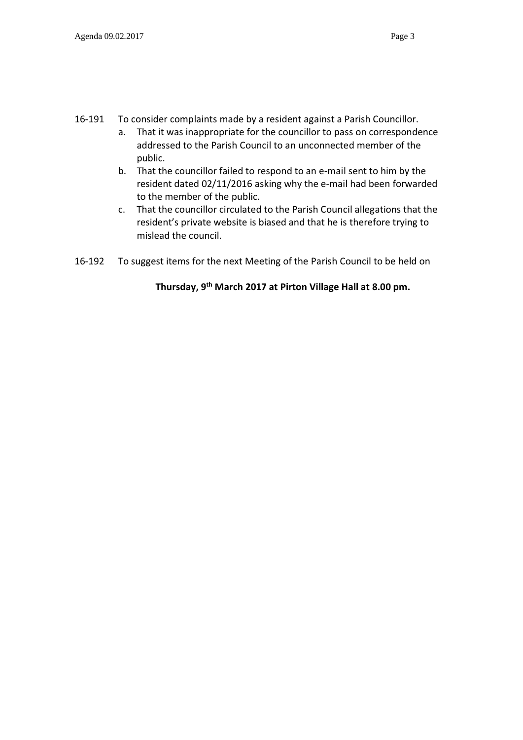16-191 To consider complaints made by a resident against a Parish Councillor.

a. That it was inappropriate for the councillor to pass on correspondence addressed to the Parish Council to an unconnected member of the public.
b. That the councillor failed to respond to an e-mail sent to him by the resident dated 02/11/2016 asking why the e-mail had been forwarded to the member of the public.
c. That the councillor circulated to the Parish Council allegations that the resident's private website is biased and that he is therefore trying to mislead the council.

16-192 To suggest items for the next Meeting of the Parish Council to be held on

**Thursday, 9th March 2017 at Pirton Village Hall at 8.00 pm.**